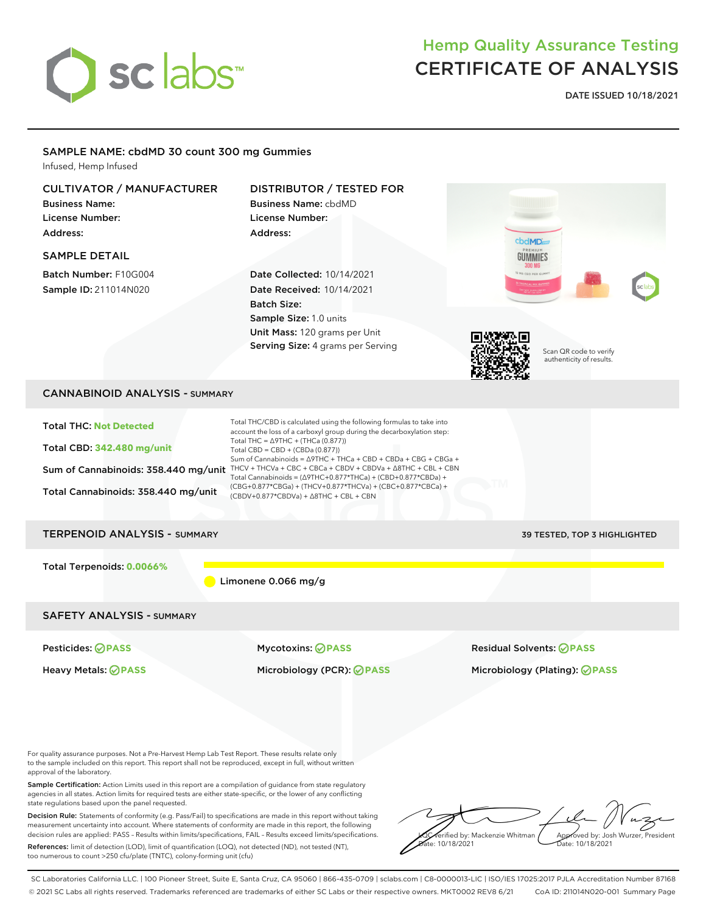# Hemp Quality Assurance Testing
# CERTIFICATE OF ANALYSIS

**DATE ISSUED 10/18/2021**

## SAMPLE NAME: cbdMD 30 count 300 mg Gummies

Infused, Hemp Infused

### CULTIVATOR / MANUFACTURER

**Business Name:**
**License Number:**
**Address:**

### DISTRIBUTOR / TESTED FOR

**Business Name:** cbdMD
**License Number:**
**Address:**

### SAMPLE DETAIL

**Batch Number:** F10G004
**Sample ID:** 211014N020

**Date Collected:** 10/14/2021
**Date Received:** 10/14/2021
**Batch Size:**
**Sample Size:** 1.0 units
**Unit Mass:** 120 grams per Unit
**Serving Size:** 4 grams per Serving

Scan QR code to verify authenticity of results.

## CANNABINOID ANALYSIS - SUMMARY

**Total THC:** Not Detected

**Total CBD:** 342.480 mg/unit

**Sum of Cannabinoids:** 358.440 mg/unit

**Total Cannabinoids:** 358.440 mg/unit

Total THC/CBD is calculated using the following formulas to take into account the loss of a carboxyl group during the decarboxylation step:
Total THC = Δ9THC + (THCa (0.877))
Total CBD = CBD + (CBDa (0.877))
Sum of Cannabinoids = Δ9THC + THCa + CBD + CBDa + CBG + CBGa + THCV + THCVa + CBC + CBCa + CBDV + CBDVa + Δ8THC + CBL + CBN
Total Cannabinoids = (Δ9THC+0.877*THCa) + (CBD+0.877*CBDa) + (CBG+0.877*CBGa) + (THCV+0.877*THCVa) + (CBC+0.877*CBCa) + (CBDV+0.877*CBDVa) + Δ8THC + CBL + CBN

## TERPENOID ANALYSIS - SUMMARY

39 TESTED, TOP 3 HIGHLIGHTED

**Total Terpenoids:** 0.0066%

Limonene 0.066 mg/g

## SAFETY ANALYSIS - SUMMARY

**Pesticides:** PASS
**Mycotoxins:** PASS
**Residual Solvents:** PASS
**Heavy Metals:** PASS
**Microbiology (PCR):** PASS
**Microbiology (Plating):** PASS

For quality assurance purposes. Not a Pre-Harvest Hemp Lab Test Report. These results relate only to the sample included on this report. This report shall not be reproduced, except in full, without written approval of the laboratory.

**Sample Certification:** Action Limits used in this report are a compilation of guidance from state regulatory agencies in all states. Action limits for required tests are either state-specific, or the lower of any conflicting state regulations based upon the panel requested.

**Decision Rule:** Statements of conformity (e.g. Pass/Fail) to specifications are made in this report without taking measurement uncertainty into account. Where statements of conformity are made in this report, the following decision rules are applied: PASS – Results within limits/specifications, FAIL – Results exceed limits/specifications.

**References:** limit of detection (LOD), limit of quantification (LOQ), not detected (ND), not tested (NT), too numerous to count >250 cfu/plate (TNTC), colony-forming unit (cfu)

LQC verified by: Mackenzie Whitman
Date: 10/18/2021

Approved by: Josh Wurzer, President
Date: 10/18/2021

SC Laboratories California LLC. | 100 Pioneer Street, Suite E, Santa Cruz, CA 95060 | 866-435-0709 | sclabs.com | C8-0000013-LIC | ISO/IES 17025:2017 PJLA Accreditation Number 87168
© 2021 SC Labs all rights reserved. Trademarks referenced are trademarks of either SC Labs or their respective owners. MKT0002 REV8 6/21 CoA ID: 211014N020-001 Summary Page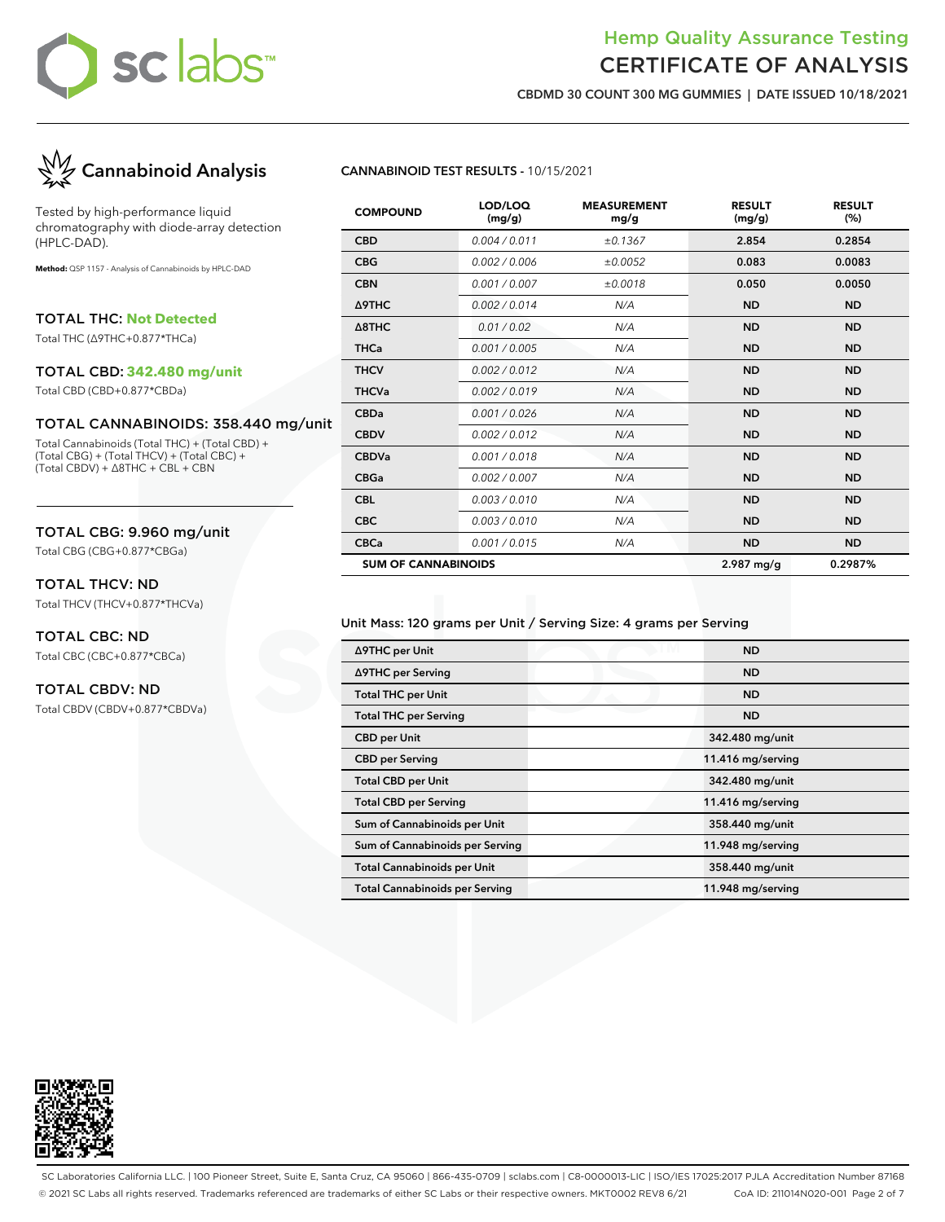# Hemp Quality Assurance Testing
# CERTIFICATE OF ANALYSIS

**CBDMD 30 COUNT 300 MG GUMMIES | DATE ISSUED 10/18/2021**

## Cannabinoid Analysis

Tested by high-performance liquid chromatography with diode-array detection (HPLC-DAD).

**Method:** QSP 1157 - Analysis of Cannabinoids by HPLC-DAD

### TOTAL THC: Not Detected
Total THC (Δ9THC+0.877*THCa)

### TOTAL CBD: 342.480 mg/unit
Total CBD (CBD+0.877*CBDa)

### TOTAL CANNABINOIDS: 358.440 mg/unit
Total Cannabinoids (Total THC) + (Total CBD) + (Total CBG) + (Total THCV) + (Total CBC) + (Total CBDV) + Δ8THC + CBL + CBN

### TOTAL CBG: 9.960 mg/unit
Total CBG (CBG+0.877*CBGa)

### TOTAL THCV: ND
Total THCV (THCV+0.877*THCVa)

### TOTAL CBC: ND
Total CBC (CBC+0.877*CBCa)

### TOTAL CBDV: ND
Total CBDV (CBDV+0.877*CBDVa)

**CANNABINOID TEST RESULTS** - 10/15/2021

| COMPOUND | LOD/LOQ (mg/g) | MEASUREMENT mg/g | RESULT (mg/g) | RESULT (%) |
|---|---|---|---|---|
| CBD | 0.004 / 0.011 | ±0.1367 | 2.854 | 0.2854 |
| CBG | 0.002 / 0.006 | ±0.0052 | 0.083 | 0.0083 |
| CBN | 0.001 / 0.007 | ±0.0018 | 0.050 | 0.0050 |
| Δ9THC | 0.002 / 0.014 | N/A | ND | ND |
| Δ8THC | 0.01 / 0.02 | N/A | ND | ND |
| THCa | 0.001 / 0.005 | N/A | ND | ND |
| THCV | 0.002 / 0.012 | N/A | ND | ND |
| THCVa | 0.002 / 0.019 | N/A | ND | ND |
| CBDa | 0.001 / 0.026 | N/A | ND | ND |
| CBDV | 0.002 / 0.012 | N/A | ND | ND |
| CBDVa | 0.001 / 0.018 | N/A | ND | ND |
| CBGa | 0.002 / 0.007 | N/A | ND | ND |
| CBL | 0.003 / 0.010 | N/A | ND | ND |
| CBC | 0.003 / 0.010 | N/A | ND | ND |
| CBCa | 0.001 / 0.015 | N/A | ND | ND |
| **SUM OF CANNABINOIDS** | | | **2.987 mg/g** | **0.2987%** |

Unit Mass: 120 grams per Unit / Serving Size: 4 grams per Serving

| | |
|---|---|
| Δ9THC per Unit | ND |
| Δ9THC per Serving | ND |
| Total THC per Unit | ND |
| Total THC per Serving | ND |
| CBD per Unit | 342.480 mg/unit |
| CBD per Serving | 11.416 mg/serving |
| Total CBD per Unit | 342.480 mg/unit |
| Total CBD per Serving | 11.416 mg/serving |
| Sum of Cannabinoids per Unit | 358.440 mg/unit |
| Sum of Cannabinoids per Serving | 11.948 mg/serving |
| Total Cannabinoids per Unit | 358.440 mg/unit |
| Total Cannabinoids per Serving | 11.948 mg/serving |

SC Laboratories California LLC. | 100 Pioneer Street, Suite E, Santa Cruz, CA 95060 | 866-435-0709 | sclabs.com | C8-0000013-LIC | ISO/IES 17025:2017 PJLA Accreditation Number 87168
© 2021 SC Labs all rights reserved. Trademarks referenced are trademarks of either SC Labs or their respective owners. MKT0002 REV8 6/21 CoA ID: 211014N020-001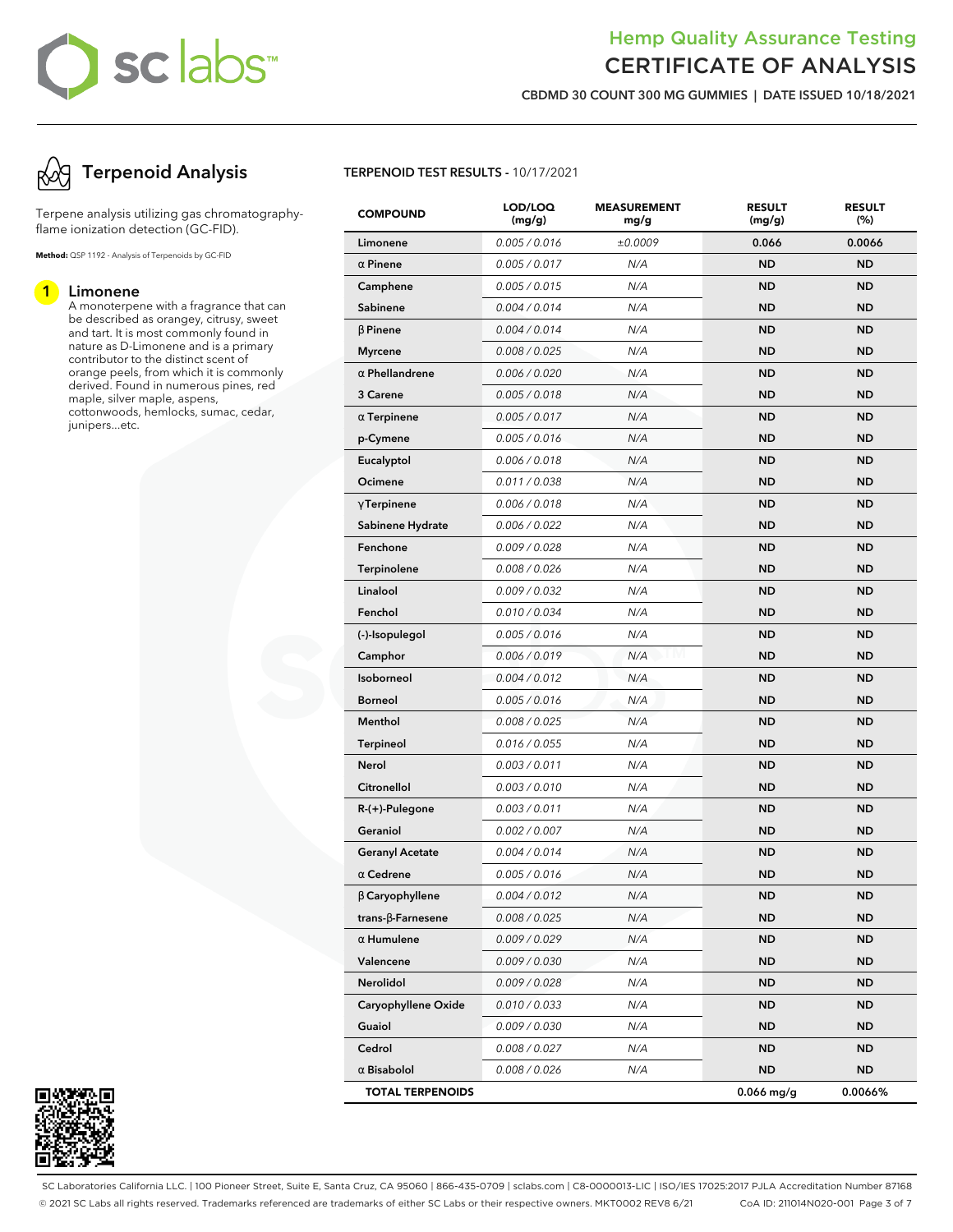# Hemp Quality Assurance Testing
# CERTIFICATE OF ANALYSIS

**CBDMD 30 COUNT 300 MG GUMMIES | DATE ISSUED 10/18/2021**

## Terpenoid Analysis

Terpene analysis utilizing gas chromatography-flame ionization detection (GC-FID).

**Method:** QSP 1192 - Analysis of Terpenoids by GC-FID

### 1 Limonene

A monoterpene with a fragrance that can be described as orangey, citrusy, sweet and tart. It is most commonly found in nature as D-Limonene and is a primary contributor to the distinct scent of orange peels, from which it is commonly derived. Found in numerous pines, red maple, silver maple, aspens, cottonwoods, hemlocks, sumac, cedar, junipers...etc.

**TERPENOID TEST RESULTS** - 10/17/2021

| COMPOUND | LOD/LOQ (mg/g) | MEASUREMENT mg/g | RESULT (mg/g) | RESULT (%) |
|---|---|---|---|---|
| Limonene | 0.005 / 0.016 | ±0.0009 | 0.066 | 0.0066 |
| α Pinene | 0.005 / 0.017 | N/A | ND | ND |
| Camphene | 0.005 / 0.015 | N/A | ND | ND |
| Sabinene | 0.004 / 0.014 | N/A | ND | ND |
| β Pinene | 0.004 / 0.014 | N/A | ND | ND |
| Myrcene | 0.008 / 0.025 | N/A | ND | ND |
| α Phellandrene | 0.006 / 0.020 | N/A | ND | ND |
| 3 Carene | 0.005 / 0.018 | N/A | ND | ND |
| α Terpinene | 0.005 / 0.017 | N/A | ND | ND |
| p-Cymene | 0.005 / 0.016 | N/A | ND | ND |
| Eucalyptol | 0.006 / 0.018 | N/A | ND | ND |
| Ocimene | 0.011 / 0.038 | N/A | ND | ND |
| γ Terpinene | 0.006 / 0.018 | N/A | ND | ND |
| Sabinene Hydrate | 0.006 / 0.022 | N/A | ND | ND |
| Fenchone | 0.009 / 0.028 | N/A | ND | ND |
| Terpinolene | 0.008 / 0.026 | N/A | ND | ND |
| Linalool | 0.009 / 0.032 | N/A | ND | ND |
| Fenchol | 0.010 / 0.034 | N/A | ND | ND |
| (-)-Isopulegol | 0.005 / 0.016 | N/A | ND | ND |
| Camphor | 0.006 / 0.019 | N/A | ND | ND |
| Isoborneol | 0.004 / 0.012 | N/A | ND | ND |
| Borneol | 0.005 / 0.016 | N/A | ND | ND |
| Menthol | 0.008 / 0.025 | N/A | ND | ND |
| Terpineol | 0.016 / 0.055 | N/A | ND | ND |
| Nerol | 0.003 / 0.011 | N/A | ND | ND |
| Citronellol | 0.003 / 0.010 | N/A | ND | ND |
| R-(+)-Pulegone | 0.003 / 0.011 | N/A | ND | ND |
| Geraniol | 0.002 / 0.007 | N/A | ND | ND |
| Geranyl Acetate | 0.004 / 0.014 | N/A | ND | ND |
| α Cedrene | 0.005 / 0.016 | N/A | ND | ND |
| β Caryophyllene | 0.004 / 0.012 | N/A | ND | ND |
| trans-β-Farnesene | 0.008 / 0.025 | N/A | ND | ND |
| α Humulene | 0.009 / 0.029 | N/A | ND | ND |
| Valencene | 0.009 / 0.030 | N/A | ND | ND |
| Nerolidol | 0.009 / 0.028 | N/A | ND | ND |
| Caryophyllene Oxide | 0.010 / 0.033 | N/A | ND | ND |
| Guaiol | 0.009 / 0.030 | N/A | ND | ND |
| Cedrol | 0.008 / 0.027 | N/A | ND | ND |
| α Bisabolol | 0.008 / 0.026 | N/A | ND | ND |
| **TOTAL TERPENOIDS** | | | 0.066 mg/g | 0.0066% |

SC Laboratories California LLC. | 100 Pioneer Street, Suite E, Santa Cruz, CA 95060 | 866-435-0709 | sclabs.com | C8-0000013-LIC | ISO/IES 17025:2017 PJLA Accreditation Number 87168
© 2021 SC Labs all rights reserved. Trademarks referenced are trademarks of either SC Labs or their respective owners. MKT0002 REV8 6/21 CoA ID: 211014N020-001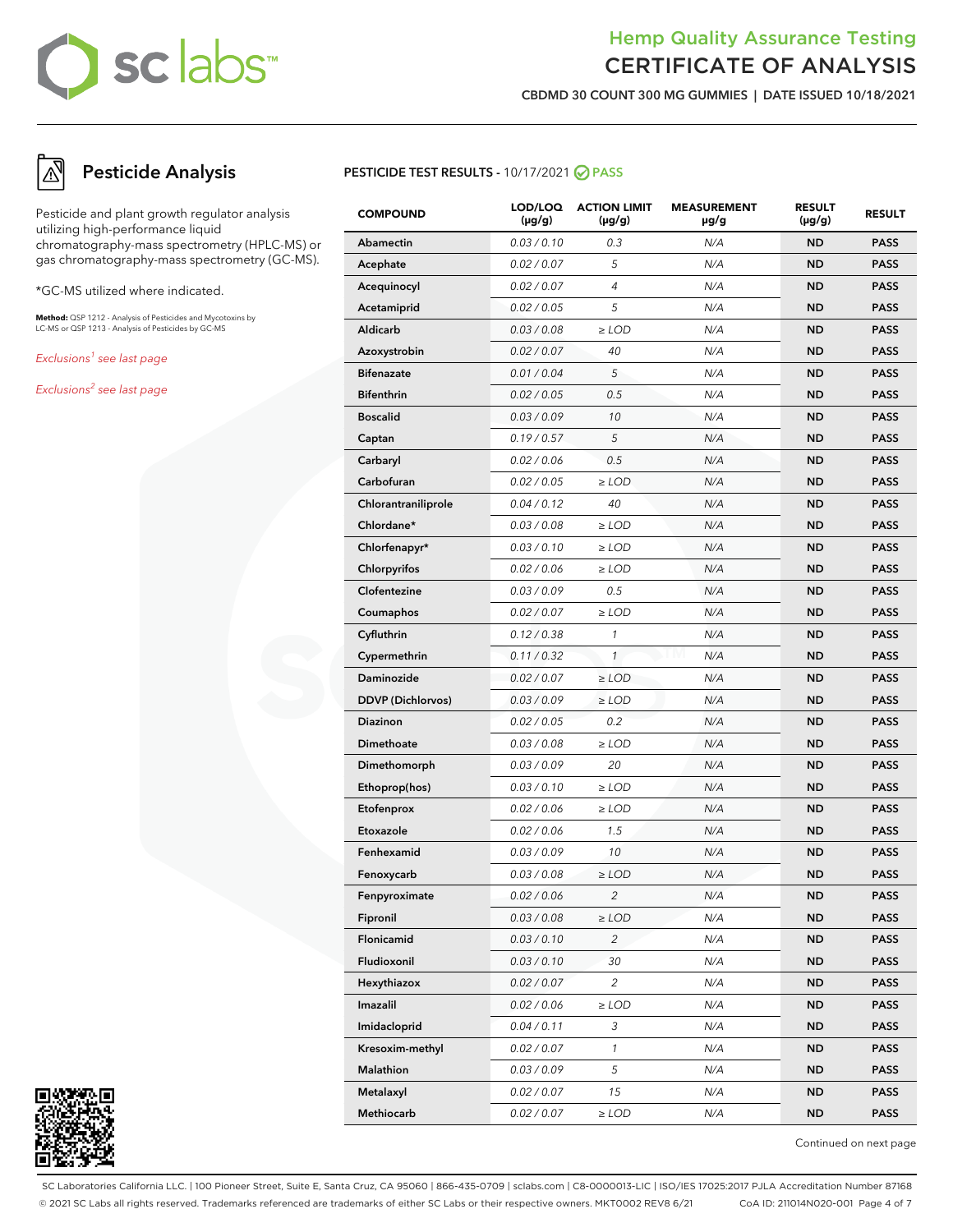# Hemp Quality Assurance Testing
## CERTIFICATE OF ANALYSIS

**CBDMD 30 COUNT 300 MG GUMMIES | DATE ISSUED 10/18/2021**

## Pesticide Analysis

Pesticide and plant growth regulator analysis utilizing high-performance liquid chromatography-mass spectrometry (HPLC-MS) or gas chromatography-mass spectrometry (GC-MS).

*GC-MS utilized where indicated.

**Method:** QSP 1212 - Analysis of Pesticides and Mycotoxins by LC-MS or QSP 1213 - Analysis of Pesticides by GC-MS

*Exclusions[1] see last page*

*Exclusions[2] see last page*

### PESTICIDE TEST RESULTS - 10/17/2021 PASS

| COMPOUND | LOD/LOQ (µg/g) | ACTION LIMIT (µg/g) | MEASUREMENT µg/g | RESULT (µg/g) | RESULT |
|---|---|---|---|---|---|
| Abamectin | 0.03 / 0.10 | 0.3 | N/A | ND | PASS |
| Acephate | 0.02 / 0.07 | 5 | N/A | ND | PASS |
| Acequinocyl | 0.02 / 0.07 | 4 | N/A | ND | PASS |
| Acetamiprid | 0.02 / 0.05 | 5 | N/A | ND | PASS |
| Aldicarb | 0.03 / 0.08 | ≥ LOD | N/A | ND | PASS |
| Azoxystrobin | 0.02 / 0.07 | 40 | N/A | ND | PASS |
| Bifenazate | 0.01 / 0.04 | 5 | N/A | ND | PASS |
| Bifenthrin | 0.02 / 0.05 | 0.5 | N/A | ND | PASS |
| Boscalid | 0.03 / 0.09 | 10 | N/A | ND | PASS |
| Captan | 0.19 / 0.57 | 5 | N/A | ND | PASS |
| Carbaryl | 0.02 / 0.06 | 0.5 | N/A | ND | PASS |
| Carbofuran | 0.02 / 0.05 | ≥ LOD | N/A | ND | PASS |
| Chlorantraniliprole | 0.04 / 0.12 | 40 | N/A | ND | PASS |
| Chlordane* | 0.03 / 0.08 | ≥ LOD | N/A | ND | PASS |
| Chlorfenapyr* | 0.03 / 0.10 | ≥ LOD | N/A | ND | PASS |
| Chlorpyrifos | 0.02 / 0.06 | ≥ LOD | N/A | ND | PASS |
| Clofentezine | 0.03 / 0.09 | 0.5 | N/A | ND | PASS |
| Coumaphos | 0.02 / 0.07 | ≥ LOD | N/A | ND | PASS |
| Cyfluthrin | 0.12 / 0.38 | 1 | N/A | ND | PASS |
| Cypermethrin | 0.11 / 0.32 | 1 | N/A | ND | PASS |
| Daminozide | 0.02 / 0.07 | ≥ LOD | N/A | ND | PASS |
| DDVP (Dichlorvos) | 0.03 / 0.09 | ≥ LOD | N/A | ND | PASS |
| Diazinon | 0.02 / 0.05 | 0.2 | N/A | ND | PASS |
| Dimethoate | 0.03 / 0.08 | ≥ LOD | N/A | ND | PASS |
| Dimethomorph | 0.03 / 0.09 | 20 | N/A | ND | PASS |
| Ethoprop(hos) | 0.03 / 0.10 | ≥ LOD | N/A | ND | PASS |
| Etofenprox | 0.02 / 0.06 | ≥ LOD | N/A | ND | PASS |
| Etoxazole | 0.02 / 0.06 | 1.5 | N/A | ND | PASS |
| Fenhexamid | 0.03 / 0.09 | 10 | N/A | ND | PASS |
| Fenoxycarb | 0.03 / 0.08 | ≥ LOD | N/A | ND | PASS |
| Fenpyroximate | 0.02 / 0.06 | 2 | N/A | ND | PASS |
| Fipronil | 0.03 / 0.08 | ≥ LOD | N/A | ND | PASS |
| Flonicamid | 0.03 / 0.10 | 2 | N/A | ND | PASS |
| Fludioxonil | 0.03 / 0.10 | 30 | N/A | ND | PASS |
| Hexythiazox | 0.02 / 0.07 | 2 | N/A | ND | PASS |
| Imazalil | 0.02 / 0.06 | ≥ LOD | N/A | ND | PASS |
| Imidacloprid | 0.04 / 0.11 | 3 | N/A | ND | PASS |
| Kresoxim-methyl | 0.02 / 0.07 | 1 | N/A | ND | PASS |
| Malathion | 0.03 / 0.09 | 5 | N/A | ND | PASS |
| Metalaxyl | 0.02 / 0.07 | 15 | N/A | ND | PASS |
| Methiocarb | 0.02 / 0.07 | ≥ LOD | N/A | ND | PASS |

Continued on next page

SC Laboratories California LLC. | 100 Pioneer Street, Suite E, Santa Cruz, CA 95060 | 866-435-0709 | sclabs.com | C8-0000013-LIC | ISO/IES 17025:2017 PJLA Accreditation Number 87168
© 2021 SC Labs all rights reserved. Trademarks referenced are trademarks of either SC Labs or their respective owners. MKT0002 REV8 6/21 CoA ID: 211014N020-001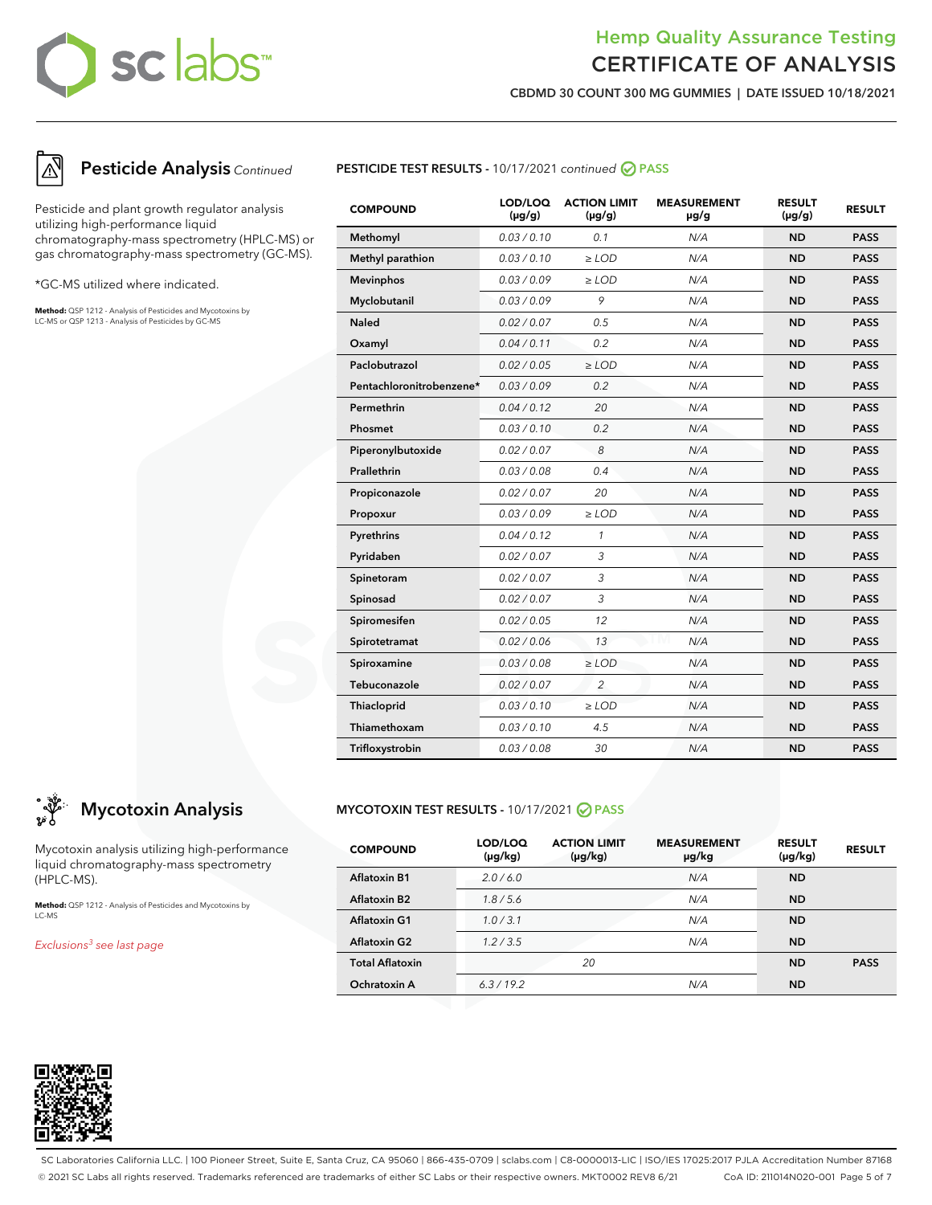# Hemp Quality Assurance Testing
# CERTIFICATE OF ANALYSIS

**CBDMD 30 COUNT 300 MG GUMMIES | DATE ISSUED 10/18/2021**

## Pesticide Analysis *Continued*

Pesticide and plant growth regulator analysis utilizing high-performance liquid chromatography-mass spectrometry (HPLC-MS) or gas chromatography-mass spectrometry (GC-MS).

*GC-MS utilized where indicated.

**Method:** QSP 1212 - Analysis of Pesticides and Mycotoxins by LC-MS or QSP 1213 - Analysis of Pesticides by GC-MS

### PESTICIDE TEST RESULTS - 10/17/2021 *continued* PASS

| COMPOUND | LOD/LOQ (µg/g) | ACTION LIMIT (µg/g) | MEASUREMENT µg/g | RESULT (µg/g) | RESULT |
|---|---|---|---|---|---|
| Methomyl | 0.03 / 0.10 | 0.1 | N/A | ND | PASS |
| Methyl parathion | 0.03 / 0.10 | ≥ LOD | N/A | ND | PASS |
| Mevinphos | 0.03 / 0.09 | ≥ LOD | N/A | ND | PASS |
| Myclobutanil | 0.03 / 0.09 | 9 | N/A | ND | PASS |
| Naled | 0.02 / 0.07 | 0.5 | N/A | ND | PASS |
| Oxamyl | 0.04 / 0.11 | 0.2 | N/A | ND | PASS |
| Paclobutrazol | 0.02 / 0.05 | ≥ LOD | N/A | ND | PASS |
| Pentachloronitrobenzene* | 0.03 / 0.09 | 0.2 | N/A | ND | PASS |
| Permethrin | 0.04 / 0.12 | 20 | N/A | ND | PASS |
| Phosmet | 0.03 / 0.10 | 0.2 | N/A | ND | PASS |
| Piperonylbutoxide | 0.02 / 0.07 | 8 | N/A | ND | PASS |
| Prallethrin | 0.03 / 0.08 | 0.4 | N/A | ND | PASS |
| Propiconazole | 0.02 / 0.07 | 20 | N/A | ND | PASS |
| Propoxur | 0.03 / 0.09 | ≥ LOD | N/A | ND | PASS |
| Pyrethrins | 0.04 / 0.12 | 1 | N/A | ND | PASS |
| Pyridaben | 0.02 / 0.07 | 3 | N/A | ND | PASS |
| Spinetoram | 0.02 / 0.07 | 3 | N/A | ND | PASS |
| Spinosad | 0.02 / 0.07 | 3 | N/A | ND | PASS |
| Spiromesifen | 0.02 / 0.05 | 12 | N/A | ND | PASS |
| Spirotetramat | 0.02 / 0.06 | 13 | N/A | ND | PASS |
| Spiroxamine | 0.03 / 0.08 | ≥ LOD | N/A | ND | PASS |
| Tebuconazole | 0.02 / 0.07 | 2 | N/A | ND | PASS |
| Thiacloprid | 0.03 / 0.10 | ≥ LOD | N/A | ND | PASS |
| Thiamethoxam | 0.03 / 0.10 | 4.5 | N/A | ND | PASS |
| Trifloxystrobin | 0.03 / 0.08 | 30 | N/A | ND | PASS |

## Mycotoxin Analysis

Mycotoxin analysis utilizing high-performance liquid chromatography-mass spectrometry (HPLC-MS).

**Method:** QSP 1212 - Analysis of Pesticides and Mycotoxins by LC-MS

*Exclusions[3] see last page*

### MYCOTOXIN TEST RESULTS - 10/17/2021 PASS

| COMPOUND | LOD/LOQ (µg/kg) | ACTION LIMIT (µg/kg) | MEASUREMENT µg/kg | RESULT (µg/kg) | RESULT |
|---|---|---|---|---|---|
| Aflatoxin B1 | 2.0 / 6.0 | | N/A | ND | |
| Aflatoxin B2 | 1.8 / 5.6 | | N/A | ND | |
| Aflatoxin G1 | 1.0 / 3.1 | | N/A | ND | |
| Aflatoxin G2 | 1.2 / 3.5 | | N/A | ND | |
| Total Aflatoxin | | 20 | | ND | PASS |
| Ochratoxin A | 6.3 / 19.2 | | N/A | ND | |

SC Laboratories California LLC. | 100 Pioneer Street, Suite E, Santa Cruz, CA 95060 | 866-435-0709 | sclabs.com | C8-0000013-LIC | ISO/IES 17025:2017 PJLA Accreditation Number 87168
© 2021 SC Labs all rights reserved. Trademarks referenced are trademarks of either SC Labs or their respective owners. MKT0002 REV8 6/21 CoA ID: 211014N020-001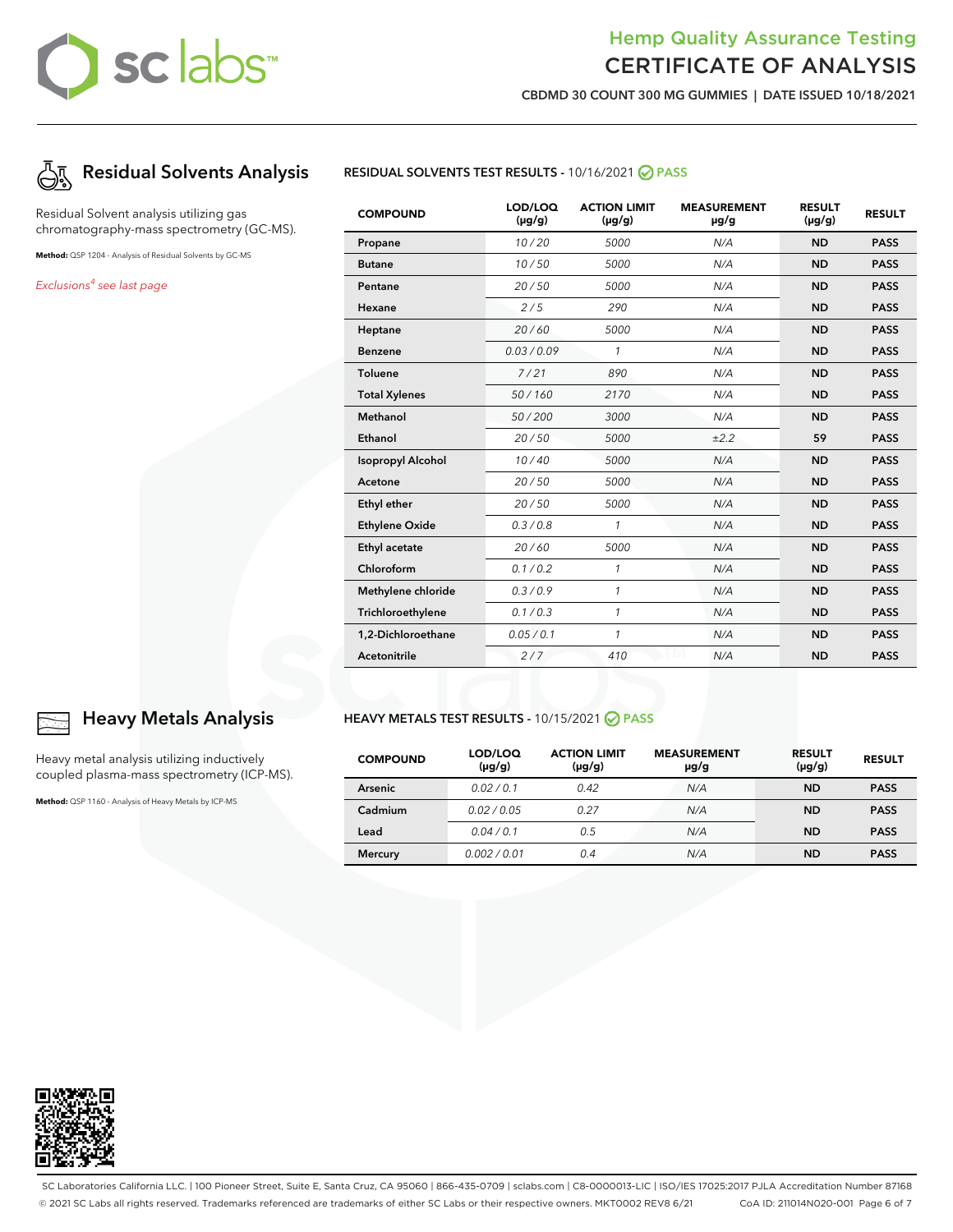## Residual Solvents Analysis

Residual Solvent analysis utilizing gas chromatography-mass spectrometry (GC-MS).

**Method:** QSP 1204 - Analysis of Residual Solvents by GC-MS

*Exclusions[4] see last page*

**RESIDUAL SOLVENTS TEST RESULTS** - 10/16/2021 PASS

| COMPOUND | LOD/LOQ (µg/g) | ACTION LIMIT (µg/g) | MEASUREMENT µg/g | RESULT (µg/g) | RESULT |
|---|---|---|---|---|---|
| Propane | 10 / 20 | 5000 | N/A | ND | PASS |
| Butane | 10 / 50 | 5000 | N/A | ND | PASS |
| Pentane | 20 / 50 | 5000 | N/A | ND | PASS |
| Hexane | 2 / 5 | 290 | N/A | ND | PASS |
| Heptane | 20 / 60 | 5000 | N/A | ND | PASS |
| Benzene | 0.03 / 0.09 | 1 | N/A | ND | PASS |
| Toluene | 7 / 21 | 890 | N/A | ND | PASS |
| Total Xylenes | 50 / 160 | 2170 | N/A | ND | PASS |
| Methanol | 50 / 200 | 3000 | N/A | ND | PASS |
| Ethanol | 20 / 50 | 5000 | ±2.2 | 59 | PASS |
| Isopropyl Alcohol | 10 / 40 | 5000 | N/A | ND | PASS |
| Acetone | 20 / 50 | 5000 | N/A | ND | PASS |
| Ethyl ether | 20 / 50 | 5000 | N/A | ND | PASS |
| Ethylene Oxide | 0.3 / 0.8 | 1 | N/A | ND | PASS |
| Ethyl acetate | 20 / 60 | 5000 | N/A | ND | PASS |
| Chloroform | 0.1 / 0.2 | 1 | N/A | ND | PASS |
| Methylene chloride | 0.3 / 0.9 | 1 | N/A | ND | PASS |
| Trichloroethylene | 0.1 / 0.3 | 1 | N/A | ND | PASS |
| 1,2-Dichloroethane | 0.05 / 0.1 | 1 | N/A | ND | PASS |
| Acetonitrile | 2 / 7 | 410 | N/A | ND | PASS |

## Heavy Metals Analysis

Heavy metal analysis utilizing inductively coupled plasma-mass spectrometry (ICP-MS).

**Method:** QSP 1160 - Analysis of Heavy Metals by ICP-MS

**HEAVY METALS TEST RESULTS** - 10/15/2021 PASS

| COMPOUND | LOD/LOQ (µg/g) | ACTION LIMIT (µg/g) | MEASUREMENT µg/g | RESULT (µg/g) | RESULT |
|---|---|---|---|---|---|
| Arsenic | 0.02 / 0.1 | 0.42 | N/A | ND | PASS |
| Cadmium | 0.02 / 0.05 | 0.27 | N/A | ND | PASS |
| Lead | 0.04 / 0.1 | 0.5 | N/A | ND | PASS |
| Mercury | 0.002 / 0.01 | 0.4 | N/A | ND | PASS |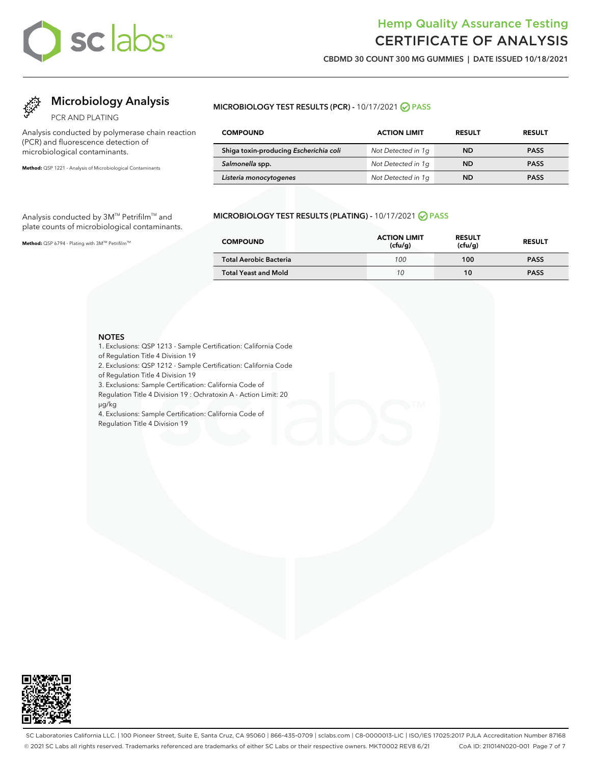## Microbiology Analysis

PCR AND PLATING

Analysis conducted by polymerase chain reaction (PCR) and fluorescence detection of microbiological contaminants.

**Method:** QSP 1221 - Analysis of Microbiological Contaminants

### MICROBIOLOGY TEST RESULTS (PCR) - 10/17/2021 PASS

| COMPOUND | ACTION LIMIT | RESULT | RESULT |
|---|---|---|---|
| Shiga toxin-producing *Escherichia coli* | *Not Detected in 1g* | **ND** | **PASS** |
| *Salmonella* spp. | *Not Detected in 1g* | **ND** | **PASS** |
| *Listeria monocytogenes* | *Not Detected in 1g* | **ND** | **PASS** |

Analysis conducted by 3M™ Petrifilm™ and plate counts of microbiological contaminants.

**Method:** QSP 6794 - Plating with 3M™ Petrifilm™

### MICROBIOLOGY TEST RESULTS (PLATING) - 10/17/2021 PASS

| COMPOUND | ACTION LIMIT (cfu/g) | RESULT (cfu/g) | RESULT |
|---|---|---|---|
| Total Aerobic Bacteria | *100* | **100** | **PASS** |
| Total Yeast and Mold | *10* | **10** | **PASS** |

### NOTES

1. Exclusions: QSP 1213 - Sample Certification: California Code of Regulation Title 4 Division 19
2. Exclusions: QSP 1212 - Sample Certification: California Code of Regulation Title 4 Division 19
3. Exclusions: Sample Certification: California Code of Regulation Title 4 Division 19 : Ochratoxin A - Action Limit: 20 μg/kg
4. Exclusions: Sample Certification: California Code of Regulation Title 4 Division 19